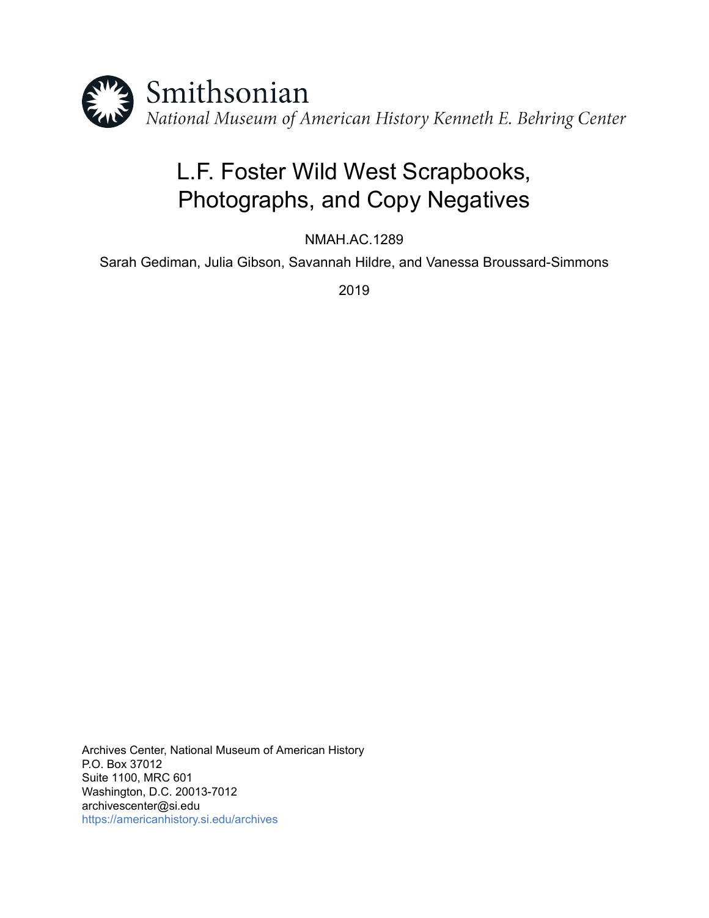Smithsonian

*National Museum of American History Kenneth E. Behring Center*

# L.F. Foster Wild West Scrapbooks, Photographs, and Copy Negatives

NMAH.AC.1289

Sarah Gediman, Julia Gibson, Savannah Hildre, and Vanessa Broussard-Simmons

2019

Archives Center, National Museum of American History
P.O. Box 37012
Suite 1100, MRC 601
Washington, D.C. 20013-7012
archivescenter@si.edu
https://americanhistory.si.edu/archives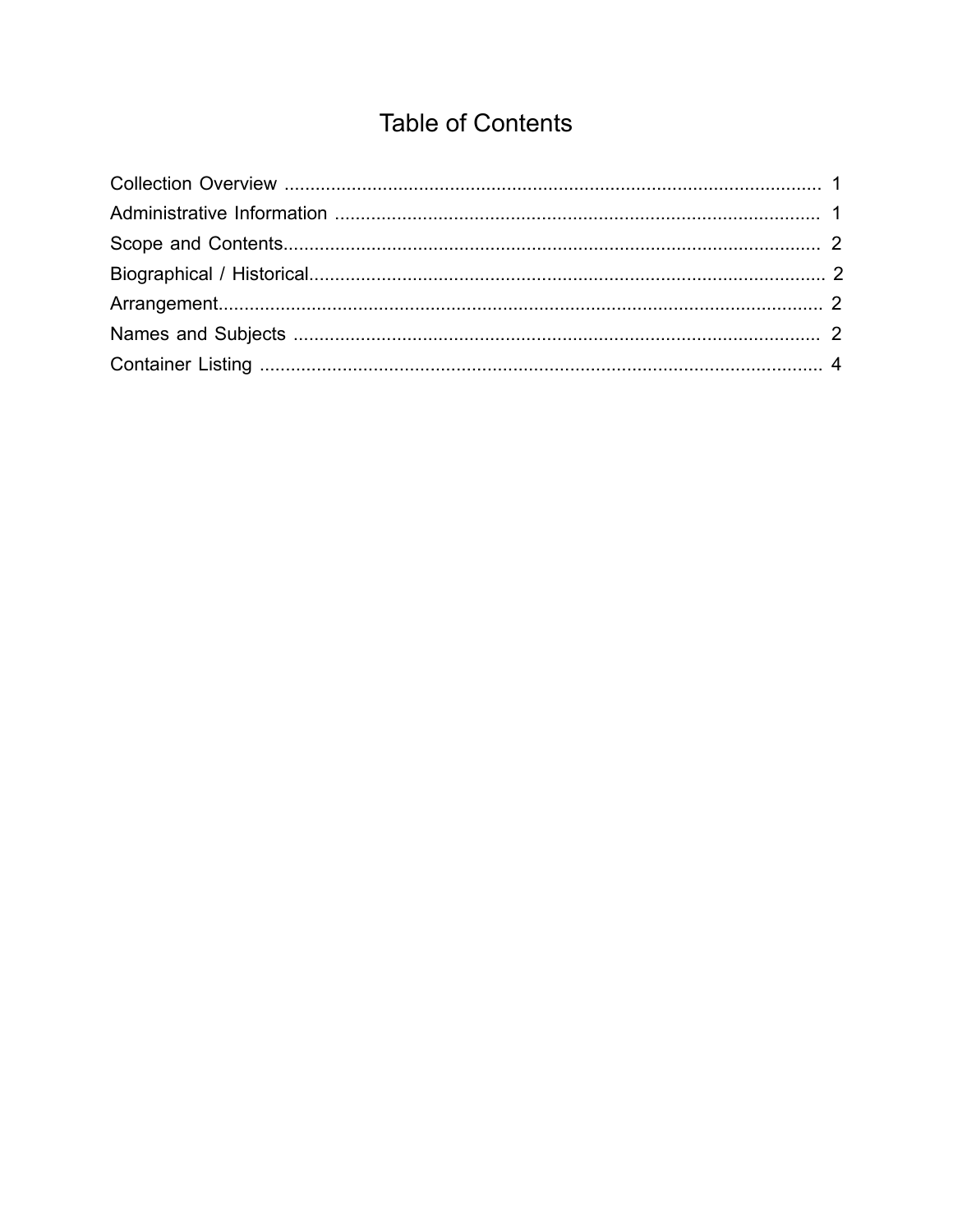# Table of Contents

Collection Overview ........................................................................................................ 1
Administrative Information .............................................................................................. 1
Scope and Contents........................................................................................................ 2
Biographical / Historical.................................................................................................... 2
Arrangement...................................................................................................................... 2
Names and Subjects ........................................................................................................ 2
Container Listing ............................................................................................................... 4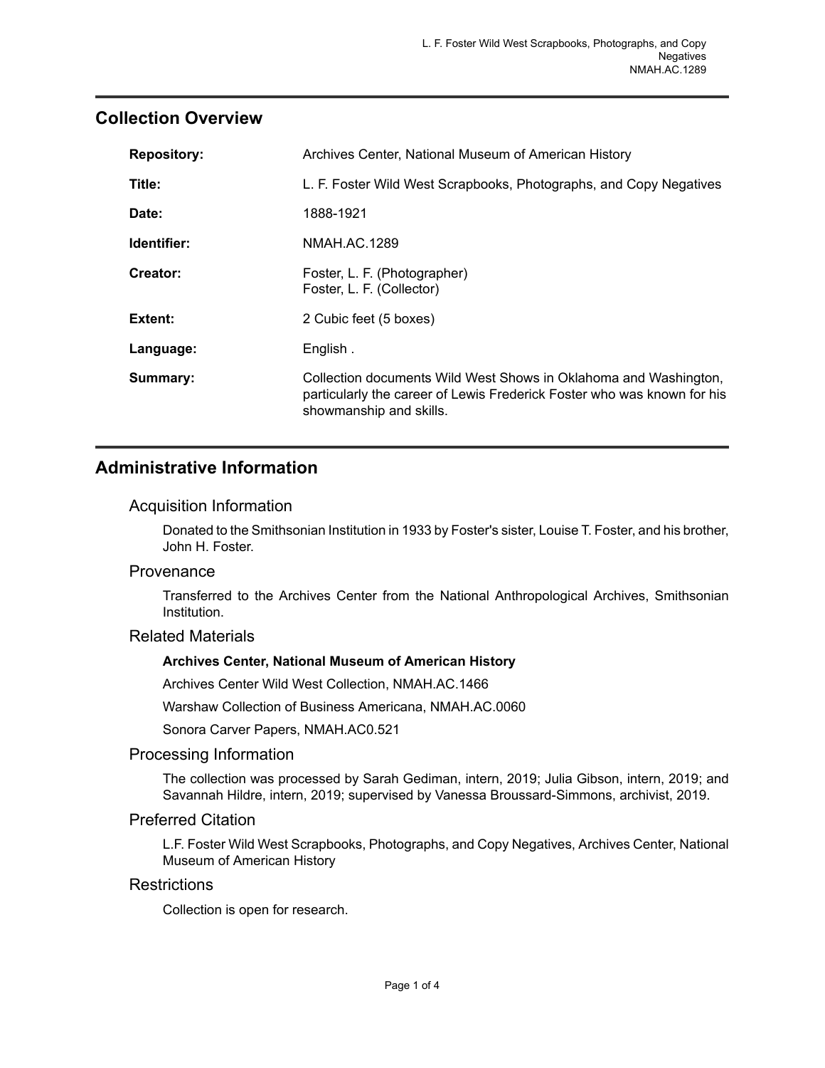## Collection Overview

| | |
|---|---|
| **Repository:** | Archives Center, National Museum of American History |
| **Title:** | L. F. Foster Wild West Scrapbooks, Photographs, and Copy Negatives |
| **Date:** | 1888-1921 |
| **Identifier:** | NMAH.AC.1289 |
| **Creator:** | Foster, L. F. (Photographer)<br>Foster, L. F. (Collector) |
| **Extent:** | 2 Cubic feet (5 boxes) |
| **Language:** | English . |
| **Summary:** | Collection documents Wild West Shows in Oklahoma and Washington, particularly the career of Lewis Frederick Foster who was known for his showmanship and skills. |

## Administrative Information

### Acquisition Information

Donated to the Smithsonian Institution in 1933 by Foster's sister, Louise T. Foster, and his brother, John H. Foster.

### Provenance

Transferred to the Archives Center from the National Anthropological Archives, Smithsonian Institution.

### Related Materials

**Archives Center, National Museum of American History**

Archives Center Wild West Collection, NMAH.AC.1466

Warshaw Collection of Business Americana, NMAH.AC.0060

Sonora Carver Papers, NMAH.AC0.521

### Processing Information

The collection was processed by Sarah Gediman, intern, 2019; Julia Gibson, intern, 2019; and Savannah Hildre, intern, 2019; supervised by Vanessa Broussard-Simmons, archivist, 2019.

### Preferred Citation

L.F. Foster Wild West Scrapbooks, Photographs, and Copy Negatives, Archives Center, National Museum of American History

### Restrictions

Collection is open for research.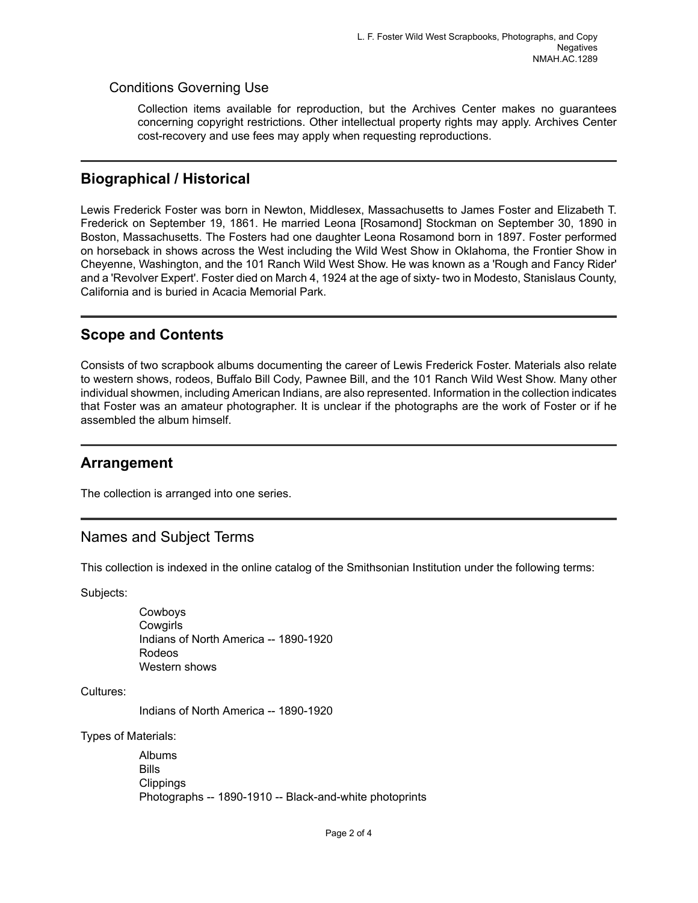### Conditions Governing Use

Collection items available for reproduction, but the Archives Center makes no guarantees concerning copyright restrictions. Other intellectual property rights may apply. Archives Center cost-recovery and use fees may apply when requesting reproductions.

## Biographical / Historical

Lewis Frederick Foster was born in Newton, Middlesex, Massachusetts to James Foster and Elizabeth T. Frederick on September 19, 1861. He married Leona [Rosamond] Stockman on September 30, 1890 in Boston, Massachusetts. The Fosters had one daughter Leona Rosamond born in 1897. Foster performed on horseback in shows across the West including the Wild West Show in Oklahoma, the Frontier Show in Cheyenne, Washington, and the 101 Ranch Wild West Show. He was known as a 'Rough and Fancy Rider' and a 'Revolver Expert'. Foster died on March 4, 1924 at the age of sixty- two in Modesto, Stanislaus County, California and is buried in Acacia Memorial Park.

## Scope and Contents

Consists of two scrapbook albums documenting the career of Lewis Frederick Foster. Materials also relate to western shows, rodeos, Buffalo Bill Cody, Pawnee Bill, and the 101 Ranch Wild West Show. Many other individual showmen, including American Indians, are also represented. Information in the collection indicates that Foster was an amateur photographer. It is unclear if the photographs are the work of Foster or if he assembled the album himself.

## Arrangement

The collection is arranged into one series.

## Names and Subject Terms

This collection is indexed in the online catalog of the Smithsonian Institution under the following terms:

Subjects:

- Cowboys
- Cowgirls
- Indians of North America -- 1890-1920
- Rodeos
- Western shows

Cultures:

- Indians of North America -- 1890-1920

Types of Materials:

- Albums
- Bills
- Clippings
- Photographs -- 1890-1910 -- Black-and-white photoprints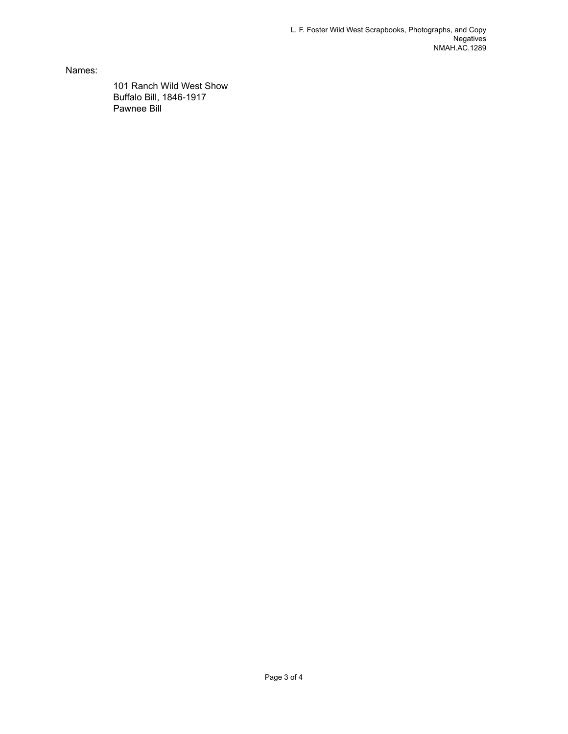Names:

- 101 Ranch Wild West Show
- Buffalo Bill, 1846-1917
- Pawnee Bill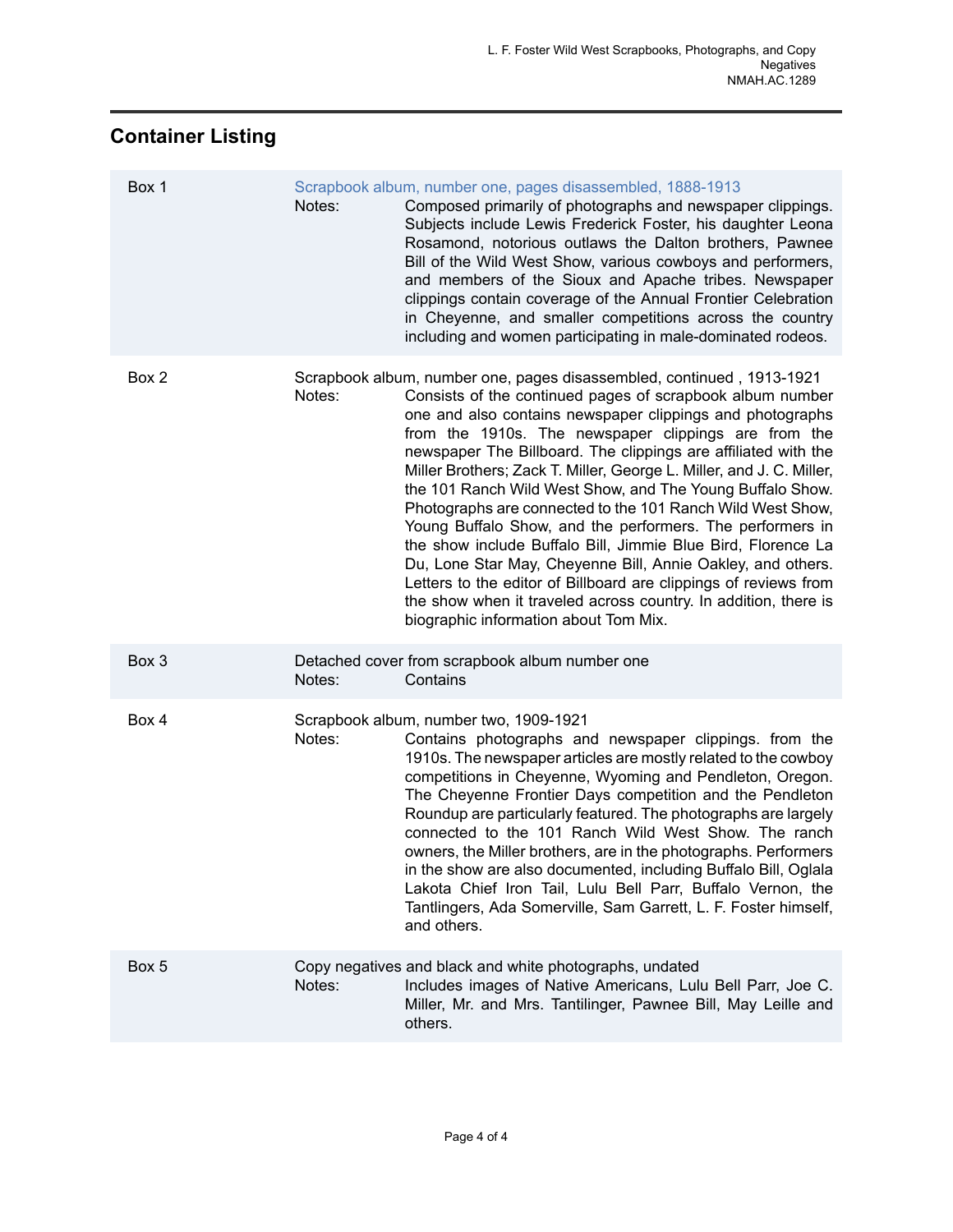## Container Listing

| | | |
|---|---|---|
| Box 1 | Scrapbook album, number one, pages disassembled, 1888-1913 | |
| | Notes: | Composed primarily of photographs and newspaper clippings. Subjects include Lewis Frederick Foster, his daughter Leona Rosamond, notorious outlaws the Dalton brothers, Pawnee Bill of the Wild West Show, various cowboys and performers, and members of the Sioux and Apache tribes. Newspaper clippings contain coverage of the Annual Frontier Celebration in Cheyenne, and smaller competitions across the country including and women participating in male-dominated rodeos. |
| Box 2 | Scrapbook album, number one, pages disassembled, continued , 1913-1921 | |
| | Notes: | Consists of the continued pages of scrapbook album number one and also contains newspaper clippings and photographs from the 1910s. The newspaper clippings are from the newspaper The Billboard. The clippings are affiliated with the Miller Brothers; Zack T. Miller, George L. Miller, and J. C. Miller, the 101 Ranch Wild West Show, and The Young Buffalo Show. Photographs are connected to the 101 Ranch Wild West Show, Young Buffalo Show, and the performers. The performers in the show include Buffalo Bill, Jimmie Blue Bird, Florence La Du, Lone Star May, Cheyenne Bill, Annie Oakley, and others. Letters to the editor of Billboard are clippings of reviews from the show when it traveled across country. In addition, there is biographic information about Tom Mix. |
| Box 3 | Detached cover from scrapbook album number one | |
| | Notes: | Contains |
| Box 4 | Scrapbook album, number two, 1909-1921 | |
| | Notes: | Contains photographs and newspaper clippings. from the 1910s. The newspaper articles are mostly related to the cowboy competitions in Cheyenne, Wyoming and Pendleton, Oregon. The Cheyenne Frontier Days competition and the Pendleton Roundup are particularly featured. The photographs are largely connected to the 101 Ranch Wild West Show. The ranch owners, the Miller brothers, are in the photographs. Performers in the show are also documented, including Buffalo Bill, Oglala Lakota Chief Iron Tail, Lulu Bell Parr, Buffalo Vernon, the Tantlingers, Ada Somerville, Sam Garrett, L. F. Foster himself, and others. |
| Box 5 | Copy negatives and black and white photographs, undated | |
| | Notes: | Includes images of Native Americans, Lulu Bell Parr, Joe C. Miller, Mr. and Mrs. Tantilinger, Pawnee Bill, May Leille and others. |